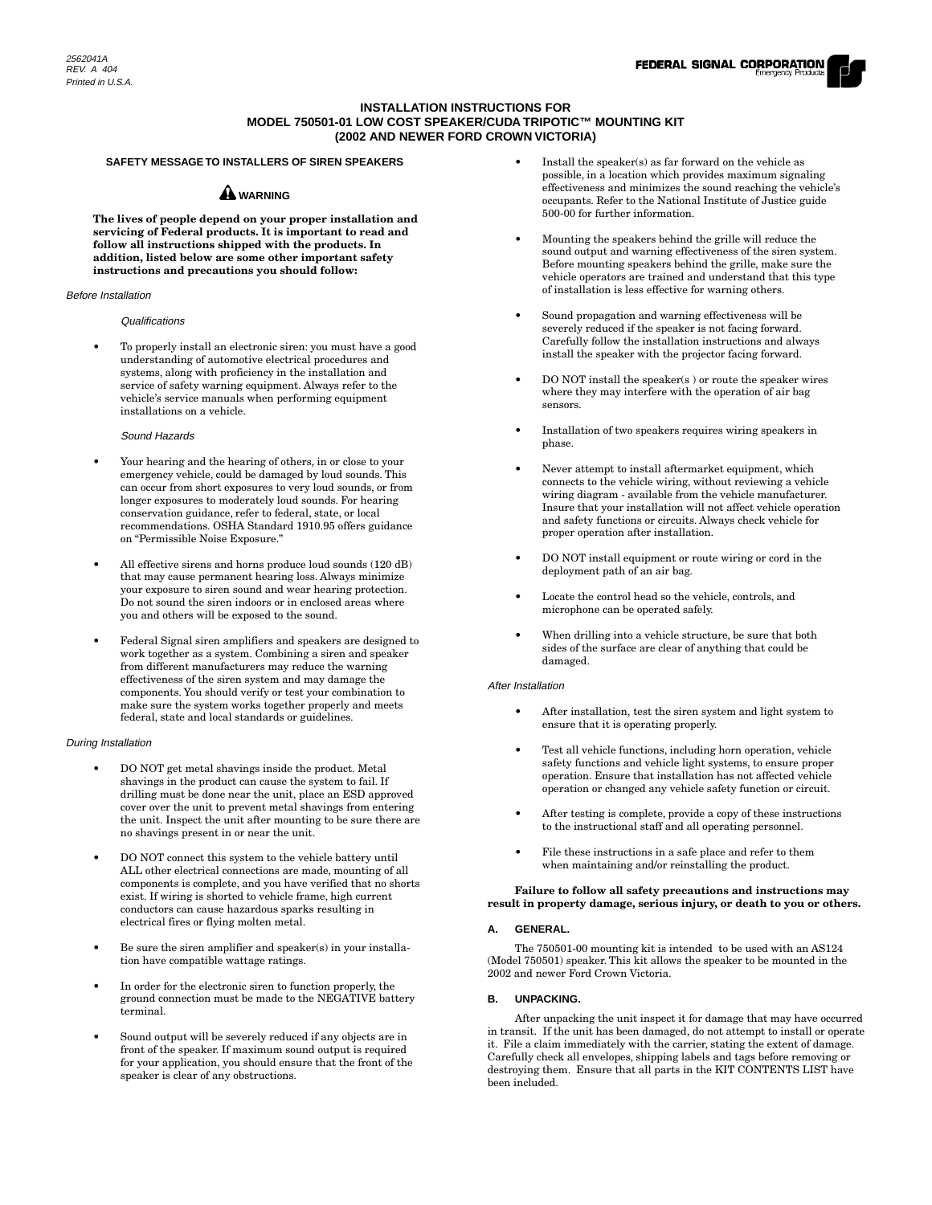2562041A
REV. A 404
Printed in U.S.A.

FEDERAL SIGNAL CORPORATION
Emergency Products

# INSTALLATION INSTRUCTIONS FOR MODEL 750501-01 LOW COST SPEAKER/CUDA TRIPOTIC™ MOUNTING KIT (2002 AND NEWER FORD CROWN VICTORIA)

## SAFETY MESSAGE TO INSTALLERS OF SIREN SPEAKERS

### ⚠ WARNING

**The lives of people depend on your proper installation and servicing of Federal products. It is important to read and follow all instructions shipped with the products. In addition, listed below are some other important safety instructions and precautions you should follow:**

*Before Installation*

*Qualifications*

- To properly install an electronic siren: you must have a good understanding of automotive electrical procedures and systems, along with proficiency in the installation and service of safety warning equipment. Always refer to the vehicle's service manuals when performing equipment installations on a vehicle.

*Sound Hazards*

- Your hearing and the hearing of others, in or close to your emergency vehicle, could be damaged by loud sounds. This can occur from short exposures to very loud sounds, or from longer exposures to moderately loud sounds. For hearing conservation guidance, refer to federal, state, or local recommendations. OSHA Standard 1910.95 offers guidance on "Permissible Noise Exposure."
- All effective sirens and horns produce loud sounds (120 dB) that may cause permanent hearing loss. Always minimize your exposure to siren sound and wear hearing protection. Do not sound the siren indoors or in enclosed areas where you and others will be exposed to the sound.
- Federal Signal siren amplifiers and speakers are designed to work together as a system. Combining a siren and speaker from different manufacturers may reduce the warning effectiveness of the siren system and may damage the components. You should verify or test your combination to make sure the system works together properly and meets federal, state and local standards or guidelines.

*During Installation*

- DO NOT get metal shavings inside the product. Metal shavings in the product can cause the system to fail. If drilling must be done near the unit, place an ESD approved cover over the unit to prevent metal shavings from entering the unit. Inspect the unit after mounting to be sure there are no shavings present in or near the unit.
- DO NOT connect this system to the vehicle battery until ALL other electrical connections are made, mounting of all components is complete, and you have verified that no shorts exist. If wiring is shorted to vehicle frame, high current conductors can cause hazardous sparks resulting in electrical fires or flying molten metal.
- Be sure the siren amplifier and speaker(s) in your installation have compatible wattage ratings.
- In order for the electronic siren to function properly, the ground connection must be made to the NEGATIVE battery terminal.
- Sound output will be severely reduced if any objects are in front of the speaker. If maximum sound output is required for your application, you should ensure that the front of the speaker is clear of any obstructions.
- Install the speaker(s) as far forward on the vehicle as possible, in a location which provides maximum signaling effectiveness and minimizes the sound reaching the vehicle's occupants. Refer to the National Institute of Justice guide 500-00 for further information.
- Mounting the speakers behind the grille will reduce the sound output and warning effectiveness of the siren system. Before mounting speakers behind the grille, make sure the vehicle operators are trained and understand that this type of installation is less effective for warning others.
- Sound propagation and warning effectiveness will be severely reduced if the speaker is not facing forward. Carefully follow the installation instructions and always install the speaker with the projector facing forward.
- DO NOT install the speaker(s ) or route the speaker wires where they may interfere with the operation of air bag sensors.
- Installation of two speakers requires wiring speakers in phase.
- Never attempt to install aftermarket equipment, which connects to the vehicle wiring, without reviewing a vehicle wiring diagram - available from the vehicle manufacturer. Insure that your installation will not affect vehicle operation and safety functions or circuits. Always check vehicle for proper operation after installation.
- DO NOT install equipment or route wiring or cord in the deployment path of an air bag.
- Locate the control head so the vehicle, controls, and microphone can be operated safely.
- When drilling into a vehicle structure, be sure that both sides of the surface are clear of anything that could be damaged.

*After Installation*

- After installation, test the siren system and light system to ensure that it is operating properly.
- Test all vehicle functions, including horn operation, vehicle safety functions and vehicle light systems, to ensure proper operation. Ensure that installation has not affected vehicle operation or changed any vehicle safety function or circuit.
- After testing is complete, provide a copy of these instructions to the instructional staff and all operating personnel.
- File these instructions in a safe place and refer to them when maintaining and/or reinstalling the product.

**Failure to follow all safety precautions and instructions may result in property damage, serious injury, or death to you or others.**

## A. GENERAL.

The 750501-00 mounting kit is intended to be used with an AS124 (Model 750501) speaker. This kit allows the speaker to be mounted in the 2002 and newer Ford Crown Victoria.

## B. UNPACKING.

After unpacking the unit inspect it for damage that may have occurred in transit. If the unit has been damaged, do not attempt to install or operate it. File a claim immediately with the carrier, stating the extent of damage. Carefully check all envelopes, shipping labels and tags before removing or destroying them. Ensure that all parts in the KIT CONTENTS LIST have been included.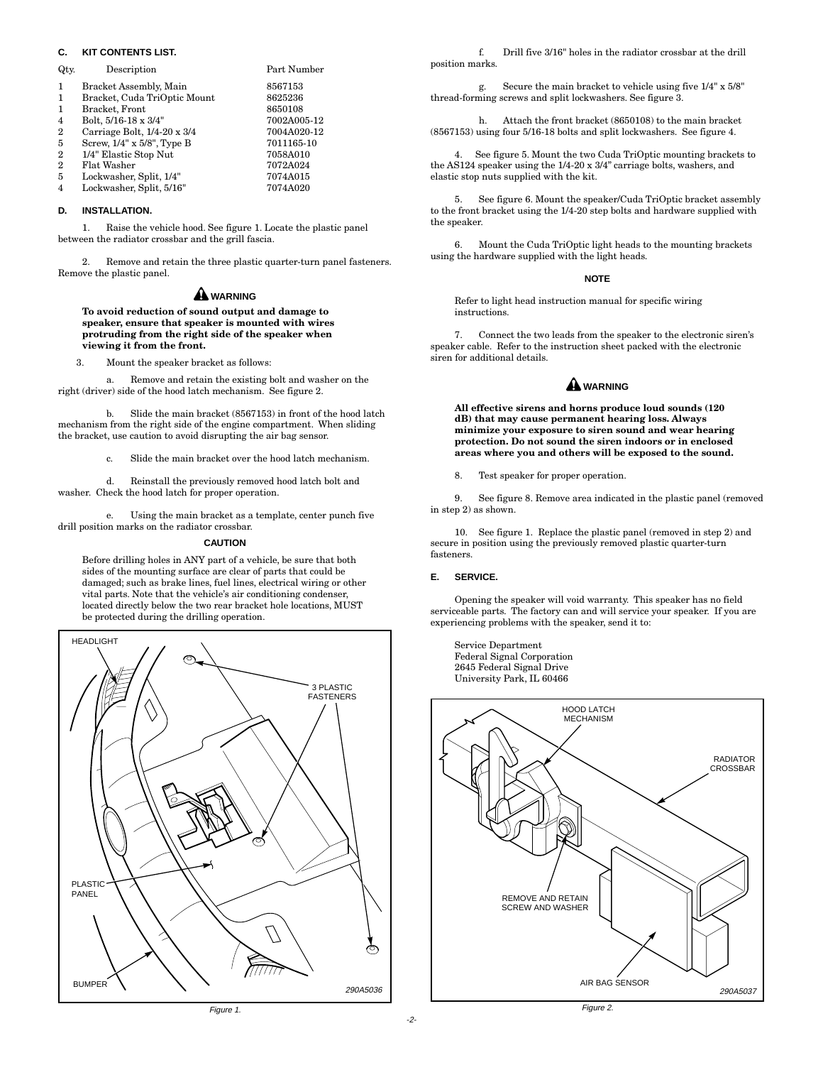### C. KIT CONTENTS LIST.

| Qty. | Description | Part Number |
|---|---|---|
| 1 | Bracket Assembly, Main | 8567153 |
| 1 | Bracket, Cuda TriOptic Mount | 8625236 |
| 1 | Bracket, Front | 8650108 |
| 4 | Bolt, 5/16-18 x 3/4" | 7002A005-12 |
| 2 | Carriage Bolt, 1/4-20 x 3/4 | 7004A020-12 |
| 5 | Screw, 1/4" x 5/8", Type B | 7011165-10 |
| 2 | 1/4" Elastic Stop Nut | 7058A010 |
| 2 | Flat Washer | 7072A024 |
| 5 | Lockwasher, Split, 1/4" | 7074A015 |
| 4 | Lockwasher, Split, 5/16" | 7074A020 |

### D. INSTALLATION.

1. Raise the vehicle hood. See figure 1. Locate the plastic panel between the radiator crossbar and the grill fascia.

2. Remove and retain the three plastic quarter-turn panel fasteners. Remove the plastic panel.

**WARNING**

**To avoid reduction of sound output and damage to speaker, ensure that speaker is mounted with wires protruding from the right side of the speaker when viewing it from the front.**

3. Mount the speaker bracket as follows:

a. Remove and retain the existing bolt and washer on the right (driver) side of the hood latch mechanism. See figure 2.

b. Slide the main bracket (8567153) in front of the hood latch mechanism from the right side of the engine compartment. When sliding the bracket, use caution to avoid disrupting the air bag sensor.

c. Slide the main bracket over the hood latch mechanism.

d. Reinstall the previously removed hood latch bolt and washer. Check the hood latch for proper operation.

e. Using the main bracket as a template, center punch five drill position marks on the radiator crossbar.

**CAUTION**

Before drilling holes in ANY part of a vehicle, be sure that both sides of the mounting surface are clear of parts that could be damaged; such as brake lines, fuel lines, electrical wiring or other vital parts. Note that the vehicle's air conditioning condenser, located directly below the two rear bracket hole locations, MUST be protected during the drilling operation.

HEADLIGHT

3 PLASTIC FASTENERS

PLASTIC PANEL

BUMPER

290A5036

Figure 1.

f. Drill five 3/16" holes in the radiator crossbar at the drill position marks.

g. Secure the main bracket to vehicle using five 1/4" x 5/8" thread-forming screws and split lockwashers. See figure 3.

h. Attach the front bracket (8650108) to the main bracket (8567153) using four 5/16-18 bolts and split lockwashers. See figure 4.

4. See figure 5. Mount the two Cuda TriOptic mounting brackets to the AS124 speaker using the 1/4-20 x 3/4" carriage bolts, washers, and elastic stop nuts supplied with the kit.

5. See figure 6. Mount the speaker/Cuda TriOptic bracket assembly to the front bracket using the 1/4-20 step bolts and hardware supplied with the speaker.

6. Mount the Cuda TriOptic light heads to the mounting brackets using the hardware supplied with the light heads.

**NOTE**

Refer to light head instruction manual for specific wiring instructions.

7. Connect the two leads from the speaker to the electronic siren's speaker cable. Refer to the instruction sheet packed with the electronic siren for additional details.

**WARNING**

**All effective sirens and horns produce loud sounds (120 dB) that may cause permanent hearing loss. Always minimize your exposure to siren sound and wear hearing protection. Do not sound the siren indoors or in enclosed areas where you and others will be exposed to the sound.**

8. Test speaker for proper operation.

9. See figure 8. Remove area indicated in the plastic panel (removed in step 2) as shown.

10. See figure 1. Replace the plastic panel (removed in step 2) and secure in position using the previously removed plastic quarter-turn fasteners.

### E. SERVICE.

Opening the speaker will void warranty. This speaker has no field serviceable parts. The factory can and will service your speaker. If you are experiencing problems with the speaker, send it to:

Service Department
Federal Signal Corporation
2645 Federal Signal Drive
University Park, IL 60466

HOOD LATCH MECHANISM

RADIATOR CROSSBAR

REMOVE AND RETAIN SCREW AND WASHER

AIR BAG SENSOR

290A5037

Figure 2.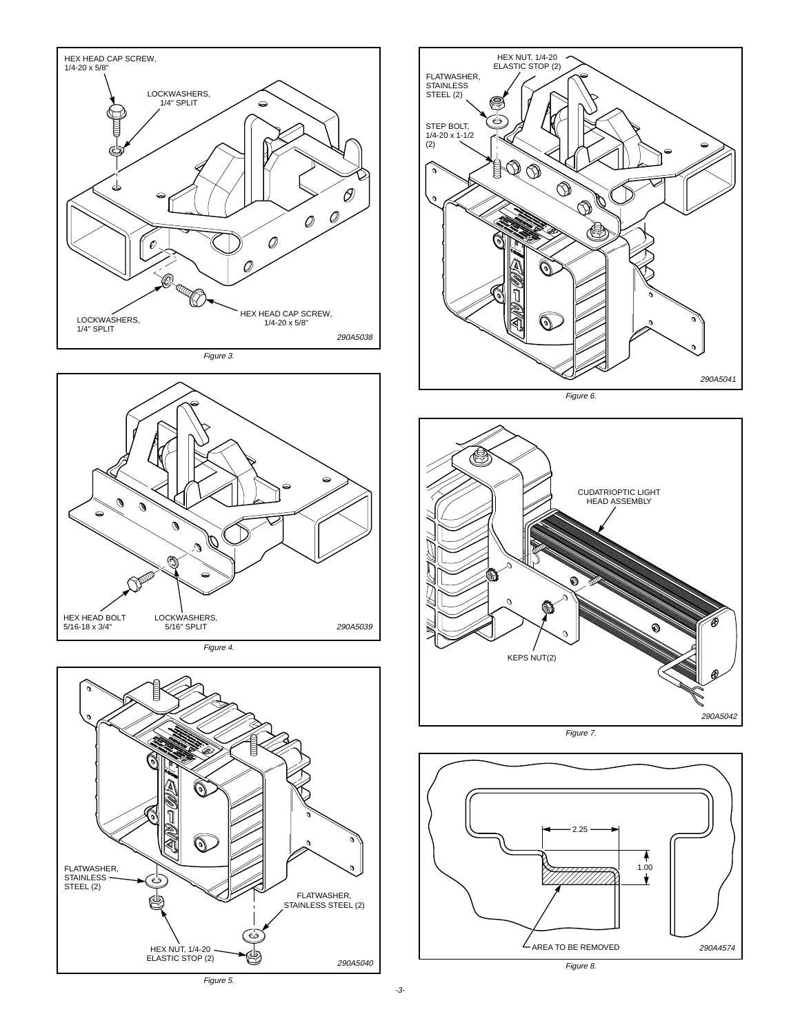HEX HEAD CAP SCREW, 1/4-20 x 5/8"

LOCKWASHERS, 1/4" SPLIT

LOCKWASHERS, 1/4" SPLIT

HEX HEAD CAP SCREW, 1/4-20 x 5/8"

290A5038

*Figure 3.*

HEX HEAD BOLT 5/16-18 x 3/4"

LOCKWASHERS, 5/16" SPLIT

290A5039

*Figure 4.*

FLATWASHER, STAINLESS STEEL (2)

FLATWASHER, STAINLESS STEEL (2)

HEX NUT, 1/4-20 ELASTIC STOP (2)

290A5040

*Figure 5.*

HEX NUT, 1/4-20 ELASTIC STOP (2)

FLATWASHER, STAINLESS STEEL (2)

STEP BOLT, 1/4-20 x 1-1/2 (2)

290A5041

*Figure 6.*

CUDATRIOPTIC LIGHT HEAD ASSEMBLY

KEPS NUT(2)

290A5042

*Figure 7.*

2.25

1.00

AREA TO BE REMOVED

290A4574

*Figure 8.*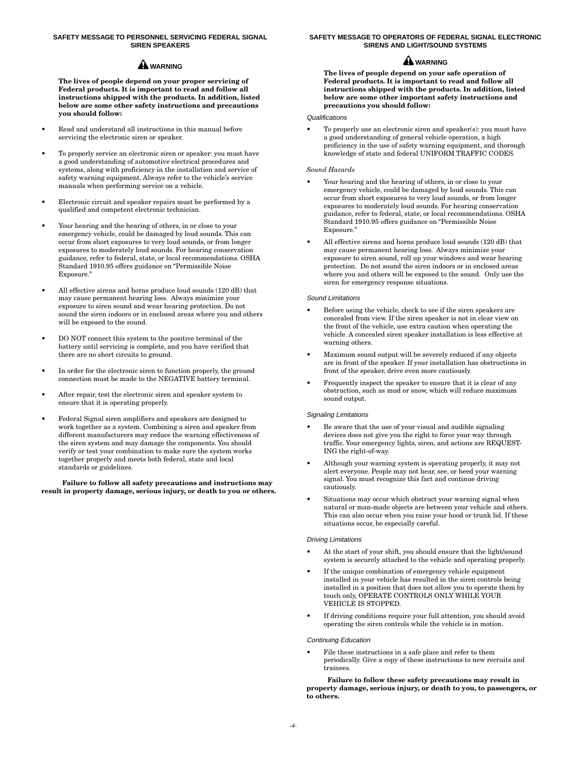## SAFETY MESSAGE TO PERSONNEL SERVICING FEDERAL SIGNAL SIREN SPEAKERS

### ⚠ WARNING

**The lives of people depend on your proper servicing of Federal products. It is important to read and follow all instructions shipped with the products. In addition, listed below are some other safety instructions and precautions you should follow:**

- Read and understand all instructions in this manual before servicing the electronic siren or speaker.
- To properly service an electronic siren or speaker: you must have a good understanding of automotive electrical procedures and systems, along with proficiency in the installation and service of safety warning equipment. Always refer to the vehicle's service manuals when performing service on a vehicle.
- Electronic circuit and speaker repairs must be performed by a qualified and competent electronic technician.
- Your hearing and the hearing of others, in or close to your emergency vehicle, could be damaged by loud sounds. This can occur from short exposures to very loud sounds, or from longer exposures to moderately loud sounds. For hearing conservation guidance, refer to federal, state, or local recommendations. OSHA Standard 1910.95 offers guidance on "Permissible Noise Exposure."
- All effective sirens and horns produce loud sounds (120 dB) that may cause permanent hearing loss. Always minimize your exposure to siren sound and wear hearing protection. Do not sound the siren indoors or in enclosed areas where you and others will be exposed to the sound.
- DO NOT connect this system to the positive terminal of the battery until servicing is complete, and you have verified that there are no short circuits to ground.
- In order for the electronic siren to function properly, the ground connection must be made to the NEGATIVE battery terminal.
- After repair, test the electronic siren and speaker system to ensure that it is operating properly.
- Federal Signal siren amplifiers and speakers are designed to work together as a system. Combining a siren and speaker from different manufacturers may reduce the warning effectiveness of the siren system and may damage the components. You should verify or test your combination to make sure the system works together properly and meets both federal, state and local standards or guidelines.

**Failure to follow all safety precautions and instructions may result in property damage, serious injury, or death to you or others.**

## SAFETY MESSAGE TO OPERATORS OF FEDERAL SIGNAL ELECTRONIC SIRENS AND LIGHT/SOUND SYSTEMS

### ⚠ WARNING

**The lives of people depend on your safe operation of Federal products. It is important to read and follow all instructions shipped with the products. In addition, listed below are some other important safety instructions and precautions you should follow:**

*Qualifications*

- To properly use an electronic siren and speaker(s): you must have a good understanding of general vehicle operation, a high proficiency in the use of safety warning equipment, and thorough knowledge of state and federal UNIFORM TRAFFIC CODES.

*Sound Hazards*

- Your hearing and the hearing of others, in or close to your emergency vehicle, could be damaged by loud sounds. This can occur from short exposures to very loud sounds, or from longer exposures to moderately loud sounds. For hearing conservation guidance, refer to federal, state, or local recommendations. OSHA Standard 1910.95 offers guidance on "Permissible Noise Exposure."
- All effective sirens and horns produce loud sounds (120 dB) that may cause permanent hearing loss. Always minimize your exposure to siren sound, roll up your windows and wear hearing protection. Do not sound the siren indoors or in enclosed areas where you and others will be exposed to the sound. Only use the siren for emergency response situations.

*Sound Limitations*

- Before using the vehicle, check to see if the siren speakers are concealed from view. If the siren speaker is not in clear view on the front of the vehicle, use extra caution when operating the vehicle. A concealed siren speaker installation is less effective at warning others.
- Maximum sound output will be severely reduced if any objects are in front of the speaker. If your installation has obstructions in front of the speaker, drive even more cautiously.
- Frequently inspect the speaker to ensure that it is clear of any obstruction, such as mud or snow, which will reduce maximum sound output.

*Signaling Limitations*

- Be aware that the use of your visual and audible signaling devices does not give you the right to force your way through traffic. Your emergency lights, siren, and actions are REQUESTING the right-of-way.
- Although your warning system is operating properly, it may not alert everyone. People may not hear, see, or heed your warning signal. You must recognize this fact and continue driving cautiously.
- Situations may occur which obstruct your warning signal when natural or man-made objects are between your vehicle and others. This can also occur when you raise your hood or trunk lid. If these situations occur, be especially careful.

*Driving Limitations*

- At the start of your shift, you should ensure that the light/sound system is securely attached to the vehicle and operating properly.
- If the unique combination of emergency vehicle equipment installed in your vehicle has resulted in the siren controls being installed in a position that does not allow you to operate them by touch only, OPERATE CONTROLS ONLY WHILE YOUR VEHICLE IS STOPPED.
- If driving conditions require your full attention, you should avoid operating the siren controls while the vehicle is in motion.

*Continuing Education*

- File these instructions in a safe place and refer to them periodically. Give a copy of these instructions to new recruits and trainees.

**Failure to follow these safety precautions may result in property damage, serious injury, or death to you, to passengers, or to others.**